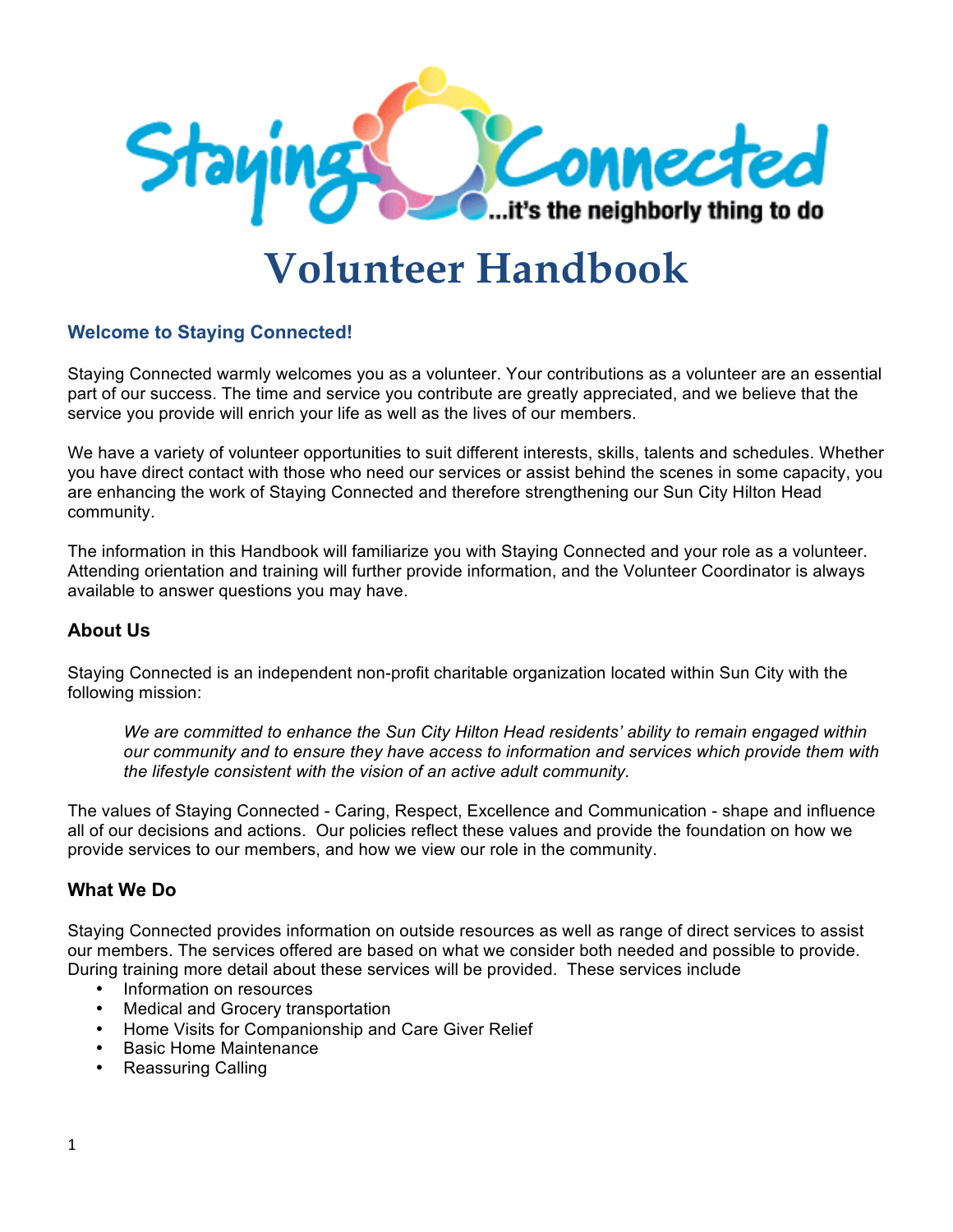Staying Connected ...it's the neighborly thing to do

# Volunteer Handbook

## Welcome to Staying Connected!

Staying Connected warmly welcomes you as a volunteer. Your contributions as a volunteer are an essential part of our success. The time and service you contribute are greatly appreciated, and we believe that the service you provide will enrich your life as well as the lives of our members.

We have a variety of volunteer opportunities to suit different interests, skills, talents and schedules. Whether you have direct contact with those who need our services or assist behind the scenes in some capacity, you are enhancing the work of Staying Connected and therefore strengthening our Sun City Hilton Head community.

The information in this Handbook will familiarize you with Staying Connected and your role as a volunteer. Attending orientation and training will further provide information, and the Volunteer Coordinator is always available to answer questions you may have.

### About Us

Staying Connected is an independent non-profit charitable organization located within Sun City with the following mission:

> *We are committed to enhance the Sun City Hilton Head residents' ability to remain engaged within our community and to ensure they have access to information and services which provide them with the lifestyle consistent with the vision of an active adult community.*

The values of Staying Connected - Caring, Respect, Excellence and Communication - shape and influence all of our decisions and actions. Our policies reflect these values and provide the foundation on how we provide services to our members, and how we view our role in the community.

### What We Do

Staying Connected provides information on outside resources as well as range of direct services to assist our members. The services offered are based on what we consider both needed and possible to provide. During training more detail about these services will be provided. These services include

- Information on resources
- Medical and Grocery transportation
- Home Visits for Companionship and Care Giver Relief
- Basic Home Maintenance
- Reassuring Calling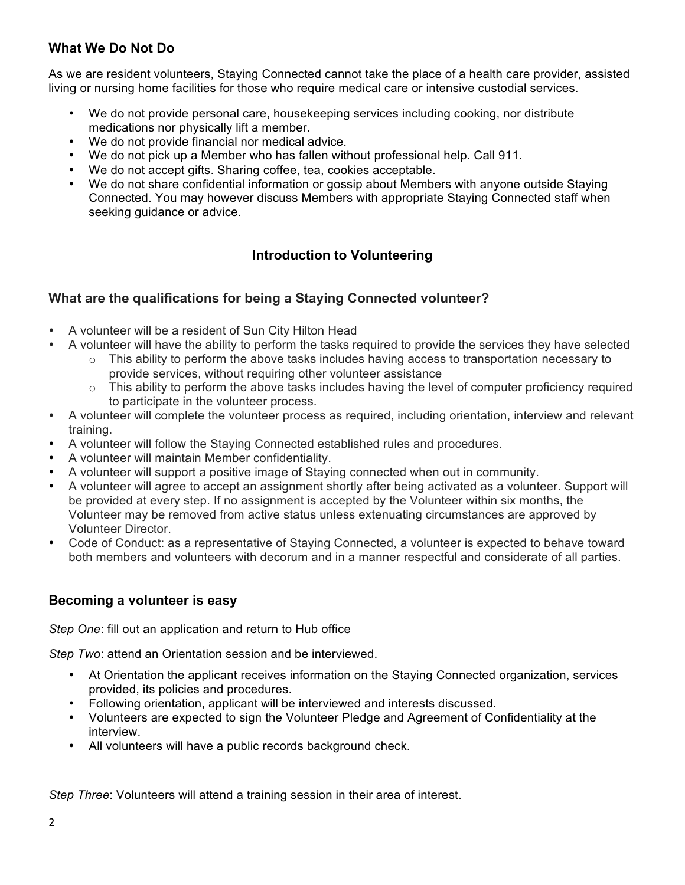### What We Do Not Do

As we are resident volunteers, Staying Connected cannot take the place of a health care provider, assisted living or nursing home facilities for those who require medical care or intensive custodial services.

- We do not provide personal care, housekeeping services including cooking, nor distribute medications nor physically lift a member.
- We do not provide financial nor medical advice.
- We do not pick up a Member who has fallen without professional help. Call 911.
- We do not accept gifts. Sharing coffee, tea, cookies acceptable.
- We do not share confidential information or gossip about Members with anyone outside Staying Connected. You may however discuss Members with appropriate Staying Connected staff when seeking guidance or advice.

## Introduction to Volunteering

### What are the qualifications for being a Staying Connected volunteer?

- A volunteer will be a resident of Sun City Hilton Head
- A volunteer will have the ability to perform the tasks required to provide the services they have selected
  - This ability to perform the above tasks includes having access to transportation necessary to provide services, without requiring other volunteer assistance
  - This ability to perform the above tasks includes having the level of computer proficiency required to participate in the volunteer process.
- A volunteer will complete the volunteer process as required, including orientation, interview and relevant training.
- A volunteer will follow the Staying Connected established rules and procedures.
- A volunteer will maintain Member confidentiality.
- A volunteer will support a positive image of Staying connected when out in community.
- A volunteer will agree to accept an assignment shortly after being activated as a volunteer. Support will be provided at every step. If no assignment is accepted by the Volunteer within six months, the Volunteer may be removed from active status unless extenuating circumstances are approved by Volunteer Director.
- Code of Conduct: as a representative of Staying Connected, a volunteer is expected to behave toward both members and volunteers with decorum and in a manner respectful and considerate of all parties.

### Becoming a volunteer is easy

*Step One*: fill out an application and return to Hub office

*Step Two*: attend an Orientation session and be interviewed.

- At Orientation the applicant receives information on the Staying Connected organization, services provided, its policies and procedures.
- Following orientation, applicant will be interviewed and interests discussed.
- Volunteers are expected to sign the Volunteer Pledge and Agreement of Confidentiality at the interview.
- All volunteers will have a public records background check.

*Step Three*: Volunteers will attend a training session in their area of interest.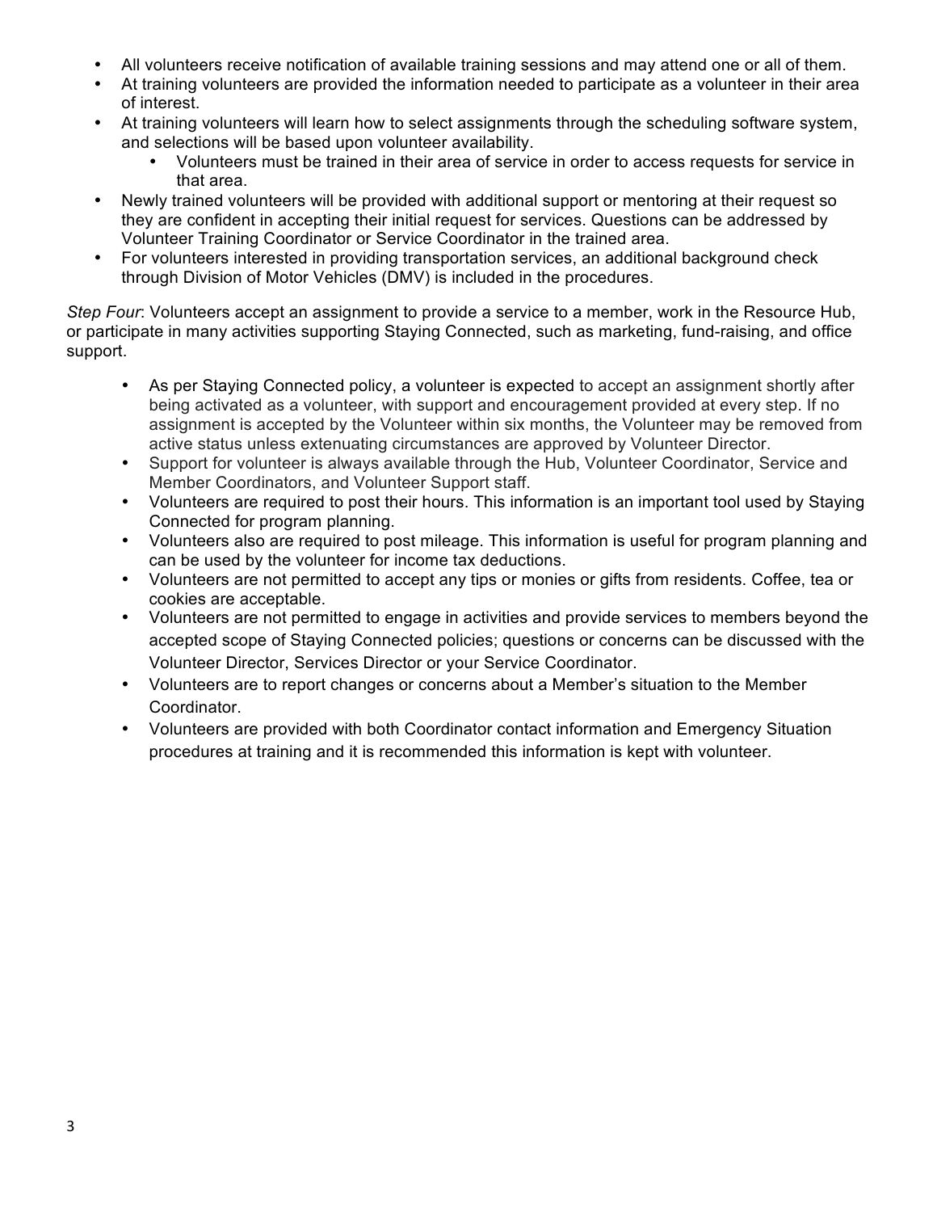- All volunteers receive notification of available training sessions and may attend one or all of them.
- At training volunteers are provided the information needed to participate as a volunteer in their area of interest.
- At training volunteers will learn how to select assignments through the scheduling software system, and selections will be based upon volunteer availability.
    - Volunteers must be trained in their area of service in order to access requests for service in that area.
- Newly trained volunteers will be provided with additional support or mentoring at their request so they are confident in accepting their initial request for services. Questions can be addressed by Volunteer Training Coordinator or Service Coordinator in the trained area.
- For volunteers interested in providing transportation services, an additional background check through Division of Motor Vehicles (DMV) is included in the procedures.

*Step Four*: Volunteers accept an assignment to provide a service to a member, work in the Resource Hub, or participate in many activities supporting Staying Connected, such as marketing, fund-raising, and office support.

- As per Staying Connected policy, a volunteer is expected to accept an assignment shortly after being activated as a volunteer, with support and encouragement provided at every step. If no assignment is accepted by the Volunteer within six months, the Volunteer may be removed from active status unless extenuating circumstances are approved by Volunteer Director.
- Support for volunteer is always available through the Hub, Volunteer Coordinator, Service and Member Coordinators, and Volunteer Support staff.
- Volunteers are required to post their hours. This information is an important tool used by Staying Connected for program planning.
- Volunteers also are required to post mileage. This information is useful for program planning and can be used by the volunteer for income tax deductions.
- Volunteers are not permitted to accept any tips or monies or gifts from residents. Coffee, tea or cookies are acceptable.
- Volunteers are not permitted to engage in activities and provide services to members beyond the accepted scope of Staying Connected policies; questions or concerns can be discussed with the Volunteer Director, Services Director or your Service Coordinator.
- Volunteers are to report changes or concerns about a Member's situation to the Member Coordinator.
- Volunteers are provided with both Coordinator contact information and Emergency Situation procedures at training and it is recommended this information is kept with volunteer.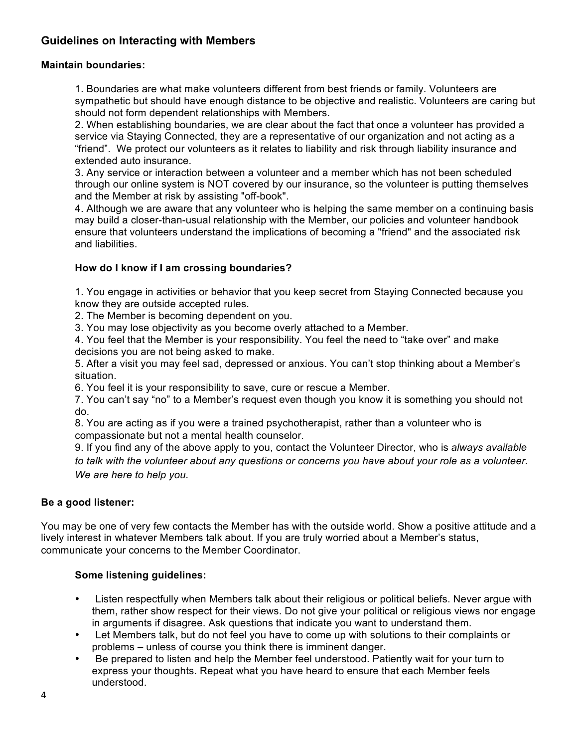## Guidelines on Interacting with Members

### Maintain boundaries:

1. Boundaries are what make volunteers different from best friends or family. Volunteers are sympathetic but should have enough distance to be objective and realistic. Volunteers are caring but should not form dependent relationships with Members.
2. When establishing boundaries, we are clear about the fact that once a volunteer has provided a service via Staying Connected, they are a representative of our organization and not acting as a "friend". We protect our volunteers as it relates to liability and risk through liability insurance and extended auto insurance.
3. Any service or interaction between a volunteer and a member which has not been scheduled through our online system is NOT covered by our insurance, so the volunteer is putting themselves and the Member at risk by assisting "off-book".
4. Although we are aware that any volunteer who is helping the same member on a continuing basis may build a closer-than-usual relationship with the Member, our policies and volunteer handbook ensure that volunteers understand the implications of becoming a "friend" and the associated risk and liabilities.

#### How do I know if I am crossing boundaries?

1. You engage in activities or behavior that you keep secret from Staying Connected because you know they are outside accepted rules.
2. The Member is becoming dependent on you.
3. You may lose objectivity as you become overly attached to a Member.
4. You feel that the Member is your responsibility. You feel the need to "take over" and make decisions you are not being asked to make.
5. After a visit you may feel sad, depressed or anxious. You can't stop thinking about a Member's situation.
6. You feel it is your responsibility to save, cure or rescue a Member.
7. You can't say "no" to a Member's request even though you know it is something you should not do.
8. You are acting as if you were a trained psychotherapist, rather than a volunteer who is compassionate but not a mental health counselor.
9. If you find any of the above apply to you, contact the Volunteer Director, who is *always available to talk with the volunteer about any questions or concerns you have about your role as a volunteer. We are here to help you.*

### Be a good listener:

You may be one of very few contacts the Member has with the outside world. Show a positive attitude and a lively interest in whatever Members talk about. If you are truly worried about a Member's status, communicate your concerns to the Member Coordinator.

#### Some listening guidelines:

- Listen respectfully when Members talk about their religious or political beliefs. Never argue with them, rather show respect for their views. Do not give your political or religious views nor engage in arguments if disagree. Ask questions that indicate you want to understand them.
- Let Members talk, but do not feel you have to come up with solutions to their complaints or problems – unless of course you think there is imminent danger.
- Be prepared to listen and help the Member feel understood. Patiently wait for your turn to express your thoughts. Repeat what you have heard to ensure that each Member feels understood.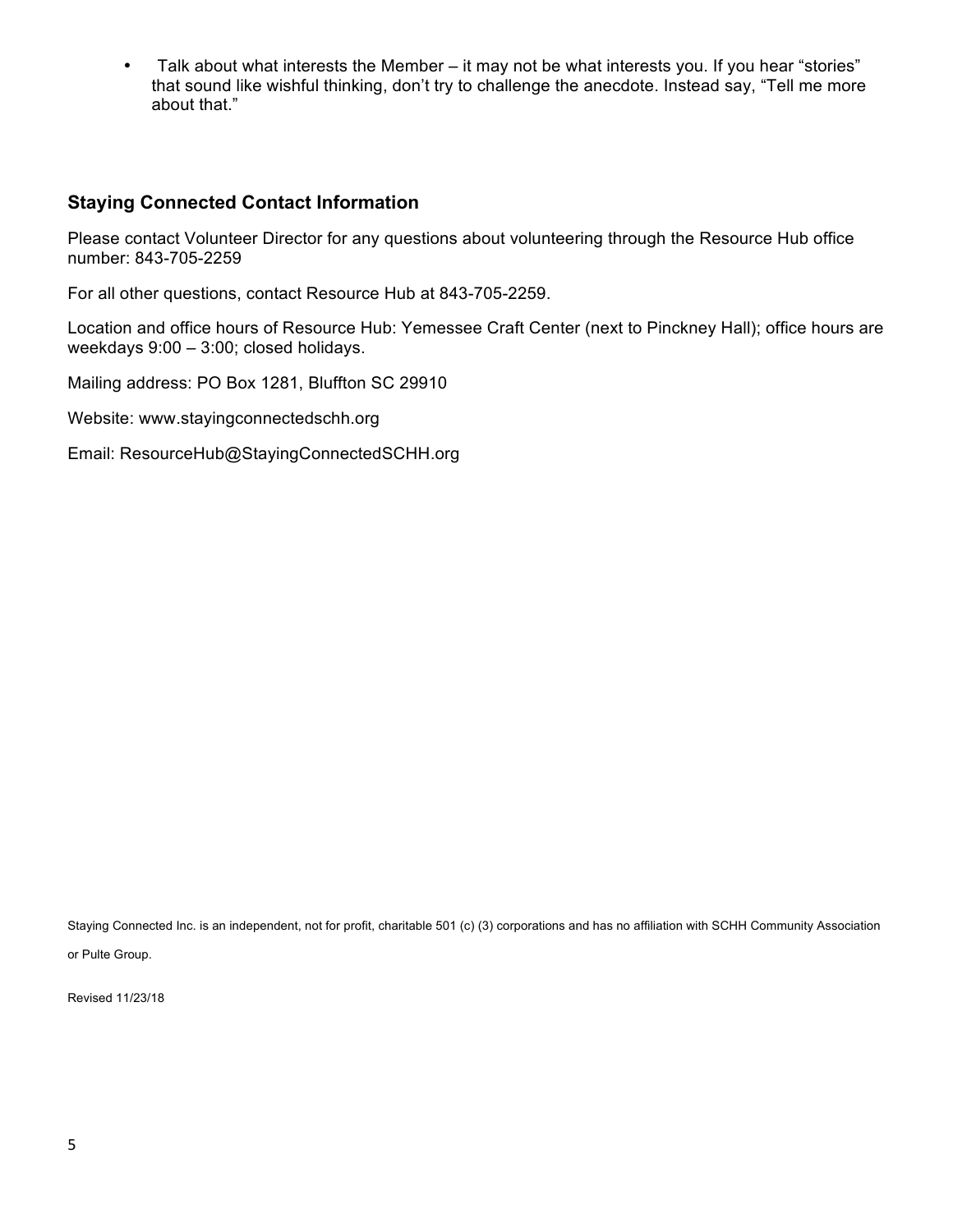- Talk about what interests the Member – it may not be what interests you. If you hear "stories" that sound like wishful thinking, don't try to challenge the anecdote. Instead say, "Tell me more about that."

### Staying Connected Contact Information

Please contact Volunteer Director for any questions about volunteering through the Resource Hub office number: 843-705-2259

For all other questions, contact Resource Hub at 843-705-2259.

Location and office hours of Resource Hub: Yemessee Craft Center (next to Pinckney Hall); office hours are weekdays 9:00 – 3:00; closed holidays.

Mailing address: PO Box 1281, Bluffton SC 29910

Website: www.stayingconnectedschh.org

Email: ResourceHub@StayingConnectedSCHH.org

Staying Connected Inc. is an independent, not for profit, charitable 501 (c) (3) corporations and has no affiliation with SCHH Community Association or Pulte Group.

Revised 11/23/18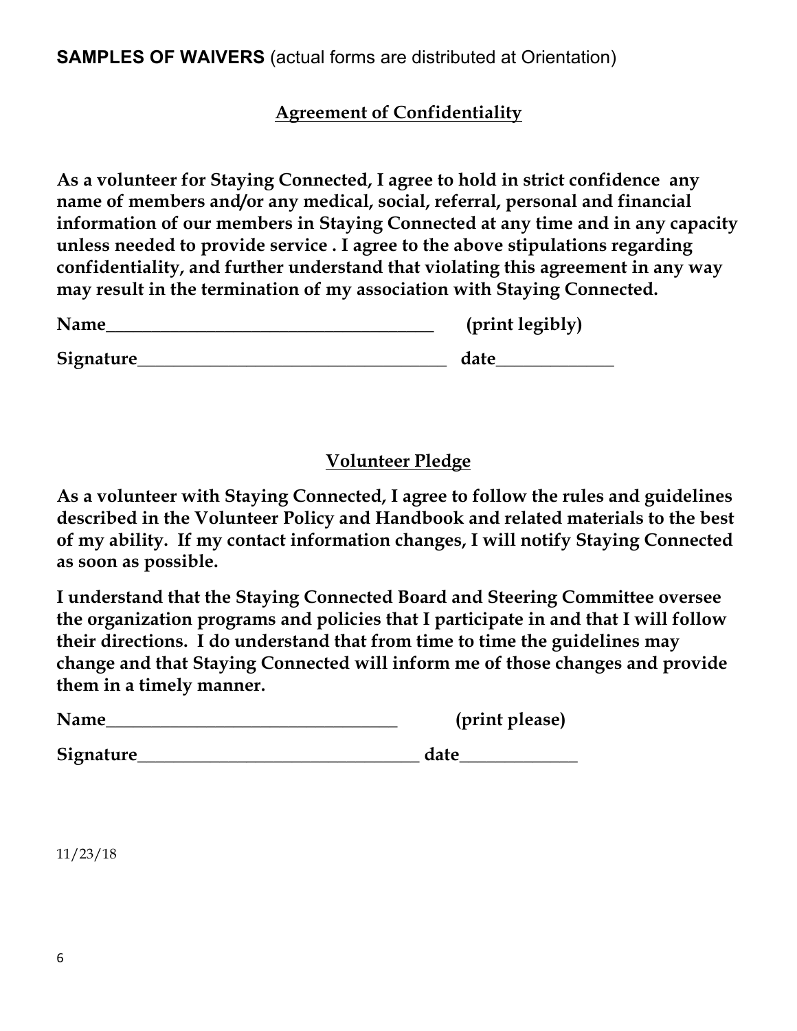**SAMPLES OF WAIVERS** (actual forms are distributed at Orientation)

## Agreement of Confidentiality

**As a volunteer for Staying Connected, I agree to hold in strict confidence any name of members and/or any medical, social, referral, personal and financial information of our members in Staying Connected at any time and in any capacity unless needed to provide service . I agree to the above stipulations regarding confidentiality, and further understand that violating this agreement in any way may result in the termination of my association with Staying Connected.**

**Name\_\_\_\_\_\_\_\_\_\_\_\_\_\_\_\_\_\_\_\_\_\_\_\_\_\_\_\_\_\_\_\_\_\_\_\_\_\_ (print legibly)**

**Signature\_\_\_\_\_\_\_\_\_\_\_\_\_\_\_\_\_\_\_\_\_\_\_\_\_\_\_\_\_\_\_\_\_\_\_\_ date\_\_\_\_\_\_\_\_\_\_\_\_\_**

## Volunteer Pledge

**As a volunteer with Staying Connected, I agree to follow the rules and guidelines described in the Volunteer Policy and Handbook and related materials to the best of my ability. If my contact information changes, I will notify Staying Connected as soon as possible.**

**I understand that the Staying Connected Board and Steering Committee oversee the organization programs and policies that I participate in and that I will follow their directions. I do understand that from time to time the guidelines may change and that Staying Connected will inform me of those changes and provide them in a timely manner.**

**Name\_\_\_\_\_\_\_\_\_\_\_\_\_\_\_\_\_\_\_\_\_\_\_\_\_\_\_\_\_\_\_\_\_\_ (print please)**

**Signature\_\_\_\_\_\_\_\_\_\_\_\_\_\_\_\_\_\_\_\_\_\_\_\_\_\_\_\_\_\_\_\_\_ date\_\_\_\_\_\_\_\_\_\_\_\_\_**

11/23/18